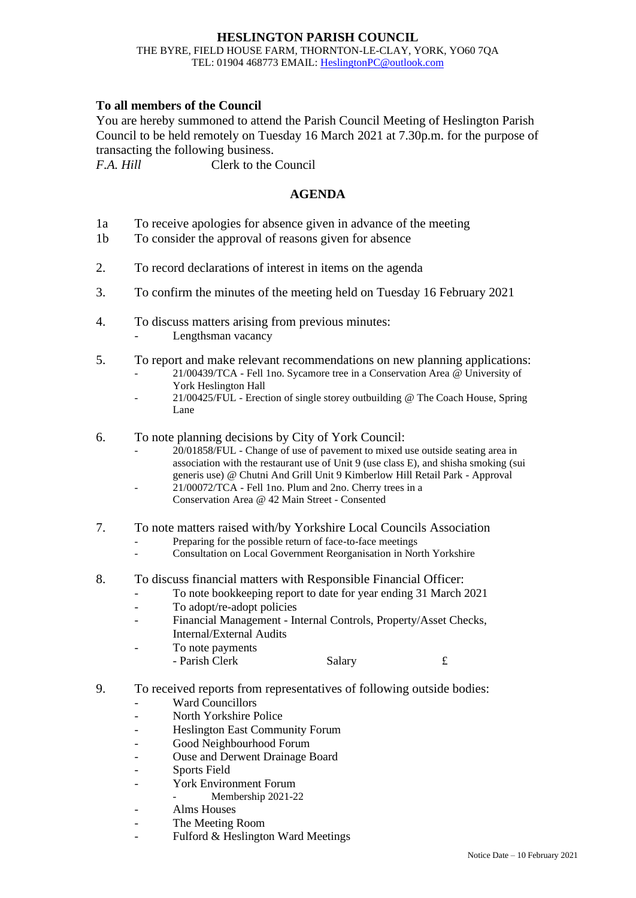# HESLINGTON PARISH COUNCIL

THE BYRE, FIELD HOUSE FARM, THORNTON-LE-CLAY, YORK, YO60 7QA
TEL: 01904 468773 EMAIL: HeslingtonPC@outlook.com

**To all members of the Council**

You are hereby summoned to attend the Parish Council Meeting of Heslington Parish Council to be held remotely on Tuesday 16 March 2021 at 7.30p.m. for the purpose of transacting the following business.

*F.A. Hill* Clerk to the Council

## AGENDA

1a To receive apologies for absence given in advance of the meeting

1b To consider the approval of reasons given for absence

2. To record declarations of interest in items on the agenda

3. To confirm the minutes of the meeting held on Tuesday 16 February 2021

4. To discuss matters arising from previous minutes:
   - Lengthsman vacancy

5. To report and make relevant recommendations on new planning applications:
   - 21/00439/TCA - Fell 1no. Sycamore tree in a Conservation Area @ University of York Heslington Hall
   - 21/00425/FUL - Erection of single storey outbuilding @ The Coach House, Spring Lane

6. To note planning decisions by City of York Council:
   - 20/01858/FUL - Change of use of pavement to mixed use outside seating area in association with the restaurant use of Unit 9 (use class E), and shisha smoking (sui generis use) @ Chutni And Grill Unit 9 Kimberlow Hill Retail Park - Approval
   - 21/00072/TCA - Fell 1no. Plum and 2no. Cherry trees in a Conservation Area @ 42 Main Street - Consented

7. To note matters raised with/by Yorkshire Local Councils Association
   - Preparing for the possible return of face-to-face meetings
   - Consultation on Local Government Reorganisation in North Yorkshire

8. To discuss financial matters with Responsible Financial Officer:
   - To note bookkeeping report to date for year ending 31 March 2021
   - To adopt/re-adopt policies
   - Financial Management - Internal Controls, Property/Asset Checks, Internal/External Audits
   - To note payments
     - Parish Clerk Salary £

9. To received reports from representatives of following outside bodies:
   - Ward Councillors
   - North Yorkshire Police
   - Heslington East Community Forum
   - Good Neighbourhood Forum
   - Ouse and Derwent Drainage Board
   - Sports Field
   - York Environment Forum
     - Membership 2021-22
   - Alms Houses
   - The Meeting Room
   - Fulford & Heslington Ward Meetings

Notice Date – 10 February 2021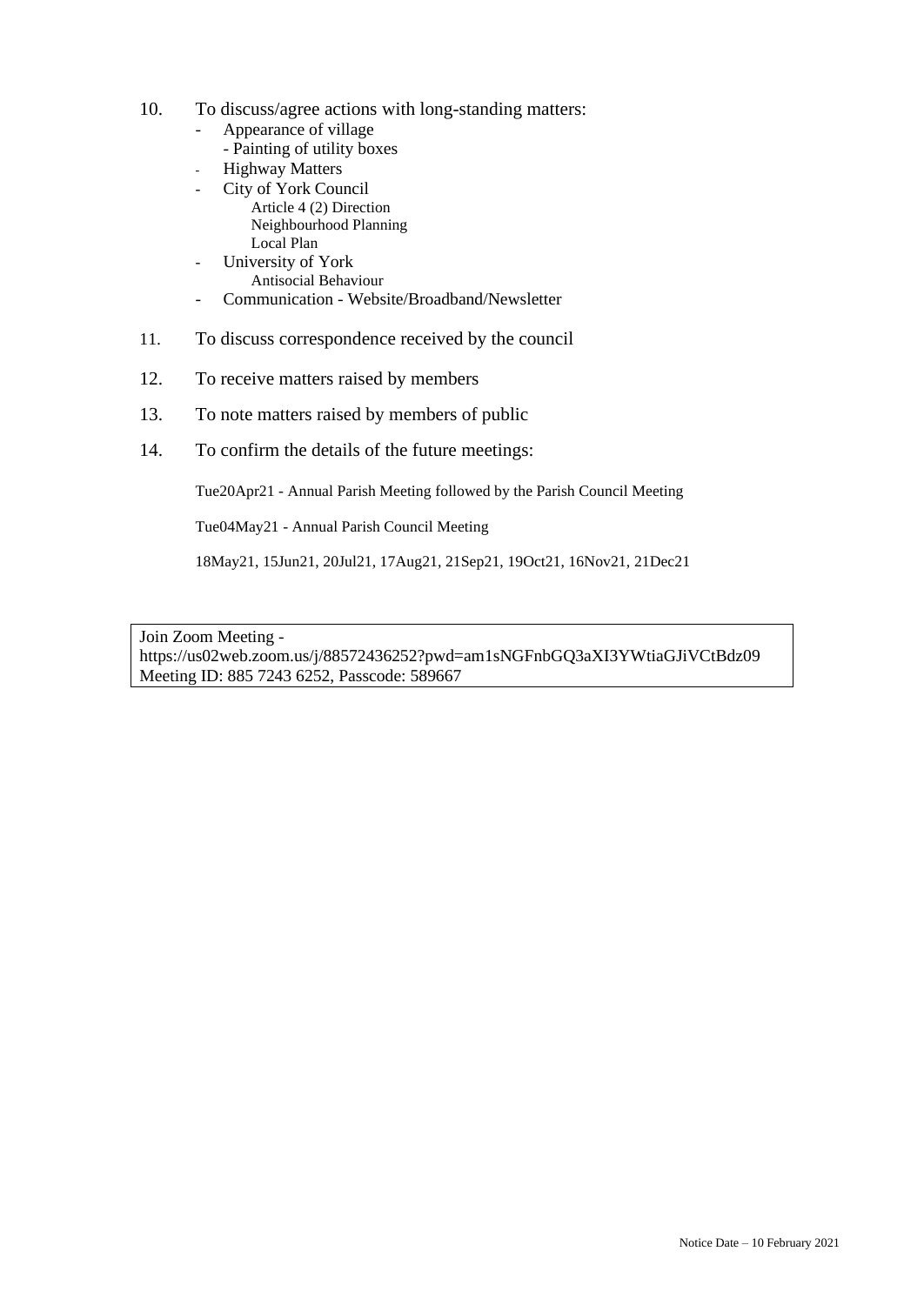10. To discuss/agree actions with long-standing matters:
    - Appearance of village
        - Painting of utility boxes
    - Highway Matters
    - City of York Council
        - Article 4 (2) Direction
        - Neighbourhood Planning
        - Local Plan
    - University of York
        - Antisocial Behaviour
    - Communication - Website/Broadband/Newsletter

11. To discuss correspondence received by the council

12. To receive matters raised by members

13. To note matters raised by members of public

14. To confirm the details of the future meetings:

    Tue20Apr21 - Annual Parish Meeting followed by the Parish Council Meeting

    Tue04May21 - Annual Parish Council Meeting

    18May21, 15Jun21, 20Jul21, 17Aug21, 21Sep21, 19Oct21, 16Nov21, 21Dec21

Join Zoom Meeting -
https://us02web.zoom.us/j/88572436252?pwd=am1sNGFnbGQ3aXI3YWtiaGJiVCtBdz09
Meeting ID: 885 7243 6252, Passcode: 589667

Notice Date – 10 February 2021